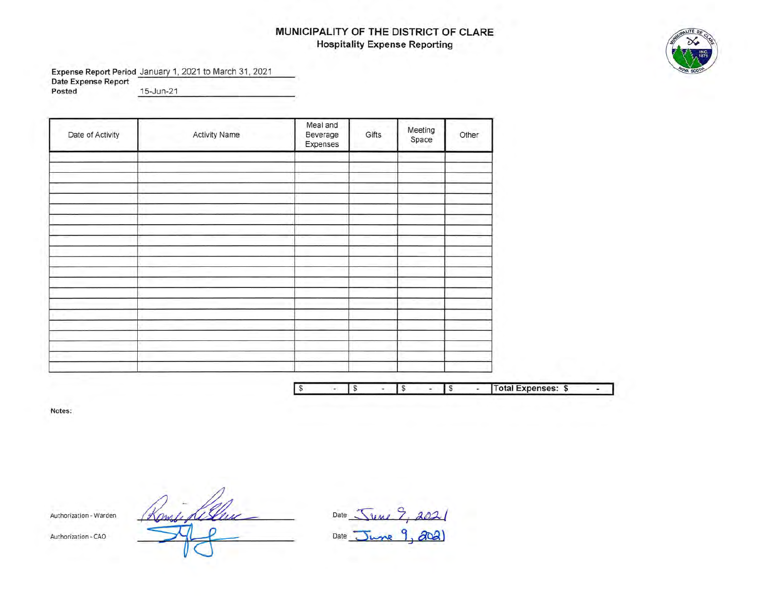# MUNICIPALITY OF THE DISTRICT OF CLARE

## Hospitality Expense Reporting

**Expense Report Period** January 1, 2021 to March 31, 2021

**Date Expense Report Posted** 15-Jun-21

| Date of Activity | Activity Name | Meal and Beverage Expenses | Gifts | Meeting Space | Other |
|---|---|---|---|---|---|
| | | | | | |
| | | | | | |
| | | | | | |
| | | | | | |
| | | | | | |
| | | | | | |
| | | | | | |
| | | | | | |
| | | | | | |
| | | | | | |
| | | | | | |
| | | | | | |
| | | | | | |
| | | | | | |
| | | | | | |
| | | | | | |
| | | | | | |
| | | | | | |
| | | | | | |
| | | | | | |
| | | | | | |
| | | $ - | $ - | $ - | $ - |

**Total Expenses: $ -**

**Notes:**

Authorization - Warden ____________ Date June 9, 2021

Authorization - CAO ____________ Date June 9, 2021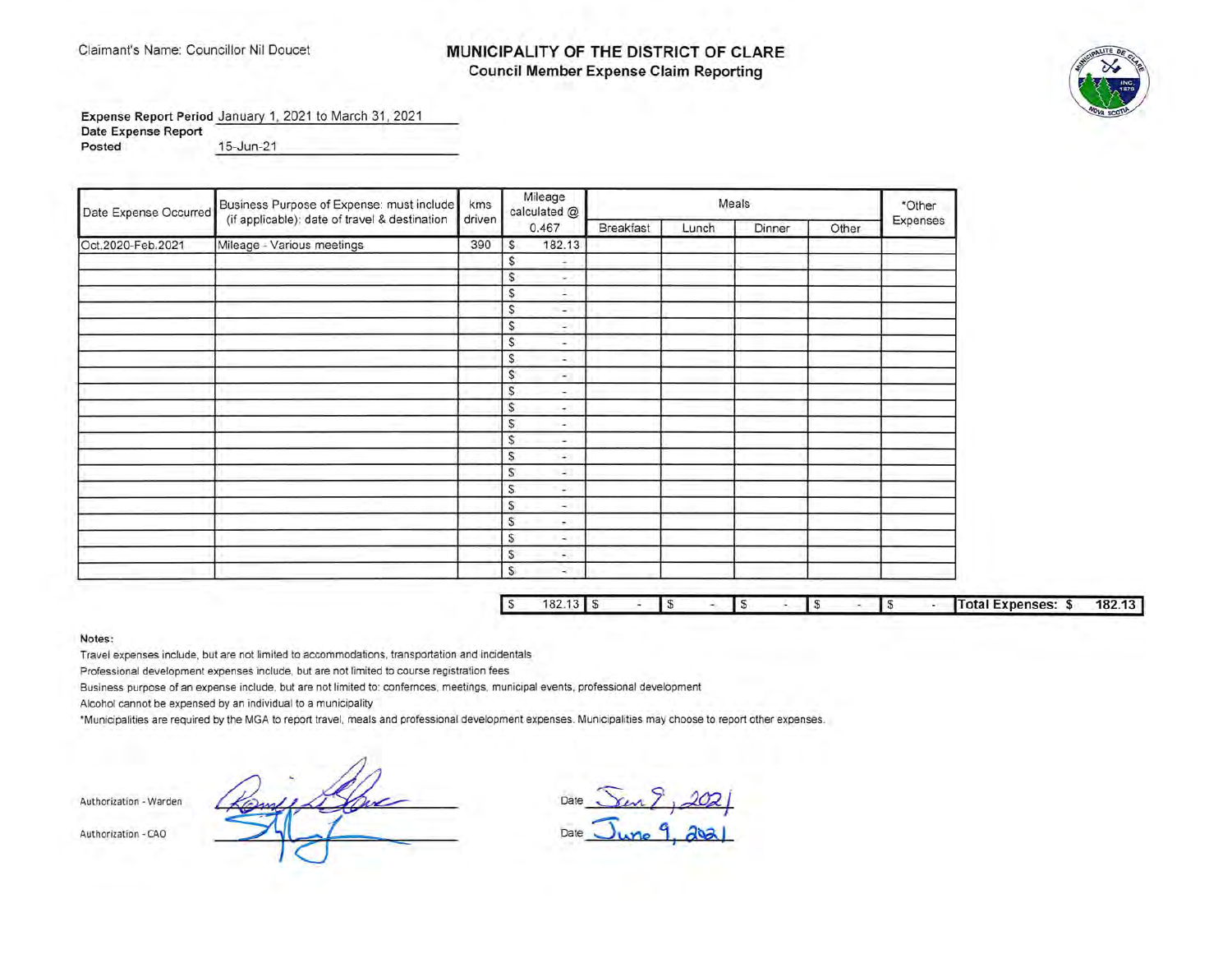Claimant's Name: Councillor Nil Doucet

# MUNICIPALITY OF THE DISTRICT OF CLARE

## Council Member Expense Claim Reporting

**Expense Report Period** January 1, 2021 to March 31, 2021

**Date Expense Report Posted** 15-Jun-21

| Date Expense Occurred | Business Purpose of Expense: must include (if applicable): date of travel & destination | kms driven | Mileage calculated @ 0.467 | Meals | | | | *Other Expenses |
|---|---|---|---|---|---|---|---|---|
| | | | | Breakfast | Lunch | Dinner | Other | |
| Oct.2020-Feb.2021 | Mileage - Various meetings | 390 | $ 182.13 | | | | | |
| | | | $ - | | | | | |
| | | | $ - | | | | | |
| | | | $ - | | | | | |
| | | | $ - | | | | | |
| | | | $ - | | | | | |
| | | | $ - | | | | | |
| | | | $ - | | | | | |
| | | | $ - | | | | | |
| | | | $ - | | | | | |
| | | | $ - | | | | | |
| | | | $ - | | | | | |
| | | | $ - | | | | | |
| | | | $ - | | | | | |
| | | | $ - | | | | | |
| | | | $ - | | | | | |
| | | | $ - | | | | | |
| | | | $ - | | | | | |
| | | | $ - | | | | | |
| | | | $ - | | | | | |
| | | | $ - | | | | | |
| | | | $ 182.13 | $ - | $ - | $ - | $ - | $ - |

**Total Expenses: $ 182.13**

**Notes:**

Travel expenses include, but are not limited to accommodations, transportation and incidentals

Professional development expenses include, but are not limited to course registration fees

Business purpose of an expense include, but are not limited to: confernces, meetings, municipal events, professional development

Alcohol cannot be expensed by an individual to a municipality

*Municipalities are required by the MGA to report travel, meals and professional development expenses. Municipalities may choose to report other expenses.

Authorization - Warden ____________ Date Jun 9, 2021

Authorization - CAO ____________ Date June 9, 2021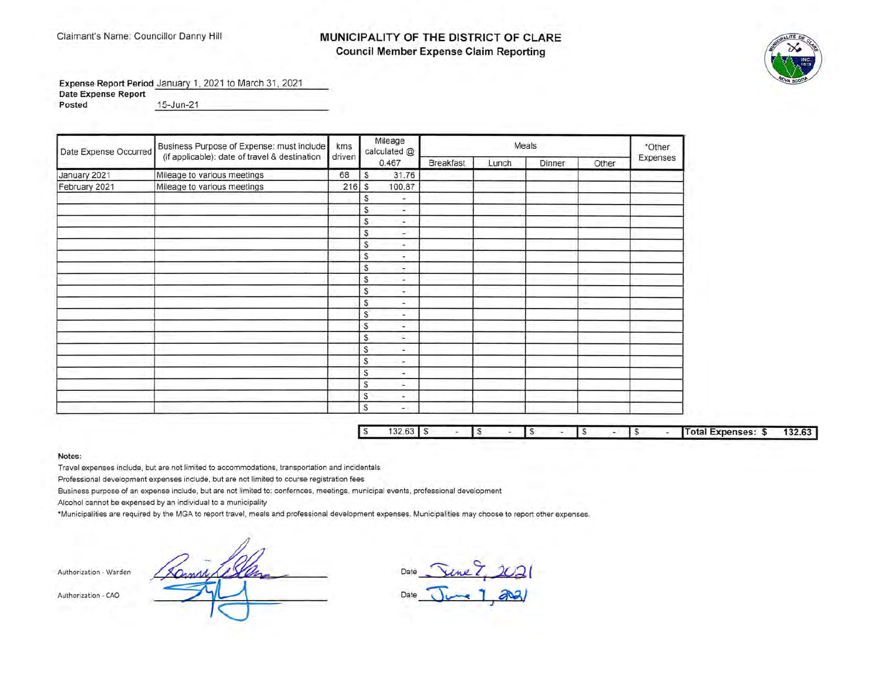Claimant's Name: Councillor Danny Hill

# MUNICIPALITY OF THE DISTRICT OF CLARE

## Council Member Expense Claim Reporting

**Expense Report Period** January 1, 2021 to March 31, 2021

**Date Expense Report Posted** 15-Jun-21

| Date Expense Occurred | Business Purpose of Expense: must include (if applicable): date of travel & destination | kms driven | Mileage calculated @ 0.467 | Meals | | | | *Other Expenses |
|---|---|---|---|---|---|---|---|---|
| | | | | Breakfast | Lunch | Dinner | Other | |
| January 2021 | Mileage to various meetings | 68 | $ 31.76 | | | | | |
| February 2021 | Mileage to various meetings | 216 | $ 100.87 | | | | | |
| | | | $ - | | | | | |
| | | | $ - | | | | | |
| | | | $ - | | | | | |
| | | | $ - | | | | | |
| | | | $ - | | | | | |
| | | | $ - | | | | | |
| | | | $ - | | | | | |
| | | | $ - | | | | | |
| | | | $ - | | | | | |
| | | | $ - | | | | | |
| | | | $ - | | | | | |
| | | | $ - | | | | | |
| | | | $ - | | | | | |
| | | | $ - | | | | | |
| | | | $ - | | | | | |
| | | | $ - | | | | | |
| | | | $ - | | | | | |
| | | | $ - | | | | | |
| | | | $ - | | | | | |
| | | | **$ 132.63** | **$ -** | **$ -** | **$ -** | **$ -** | **$ -** |

**Total Expenses: $ 132.63**

**Notes:**

Travel expenses include, but are not limited to accommodations, transportation and incidentals

Professional development expenses include, but are not limited to course registration fees

Business purpose of an expense include, but are not limited to: confernces, meetings, municipal events, professional development

Alcohol cannot be expensed by an individual to a municipality

*Municipalities are required by the MGA to report travel, meals and professional development expenses. Municipalities may choose to report other expenses.

Authorization - Warden ____________________ Date June 7, 2021

Authorization - CAO ____________________ Date June 7, 2021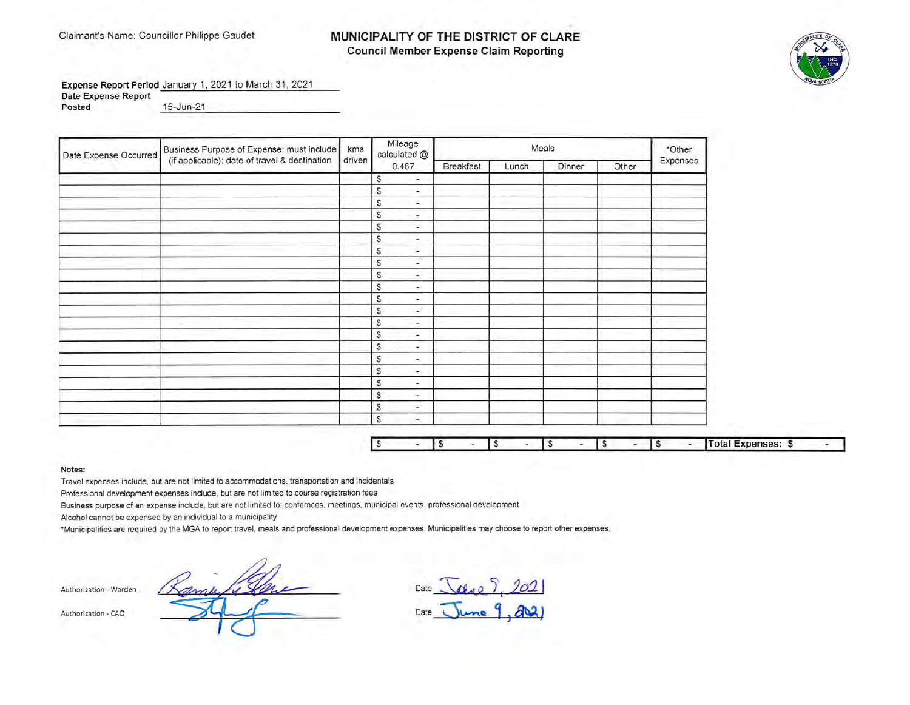Claimant's Name: Councillor Philippe Gaudet

# MUNICIPALITY OF THE DISTRICT OF CLARE

## Council Member Expense Claim Reporting

**Expense Report Period** January 1, 2021 to March 31, 2021

**Date Expense Report Posted** 15-Jun-21

| Date Expense Occurred | Business Purpose of Expense: must include (if applicable): date of travel & destination | kms driven | Mileage calculated @ 0.467 | Meals | | | | *Other Expenses |
|---|---|---|---|---|---|---|---|---|
| | | | | Breakfast | Lunch | Dinner | Other | |
| | | | $ - | | | | | |
| | | | $ - | | | | | |
| | | | $ - | | | | | |
| | | | $ - | | | | | |
| | | | $ - | | | | | |
| | | | $ - | | | | | |
| | | | $ - | | | | | |
| | | | $ - | | | | | |
| | | | $ - | | | | | |
| | | | $ - | | | | | |
| | | | $ - | | | | | |
| | | | $ - | | | | | |
| | | | $ - | | | | | |
| | | | $ - | | | | | |
| | | | $ - | | | | | |
| | | | $ - | | | | | |
| | | | $ - | | | | | |
| | | | $ - | | | | | |
| | | | $ - | | | | | |
| | | | $ - | | | | | |
| | | | $ - | | | | | |
| | | | $ - | $ - | $ - | $ - | $ - | $ - |

**Total Expenses: $ -**

**Notes:**

Travel expenses include, but are not limited to accommodations, transportation and incidentals

Professional development expenses include, but are not limited to course registration fees

Business purpose of an expense include, but are not limited to: confernces, meetings, municipal events, professional development

Alcohol cannot be expensed by an individual to a municipality

*Municipalities are required by the MGA to report travel, meals and professional development expenses. Municipalities may choose to report other expenses.

Authorization - Warden [signature] Date June 9, 2021

Authorization - CAO [signature] Date June 9, 2021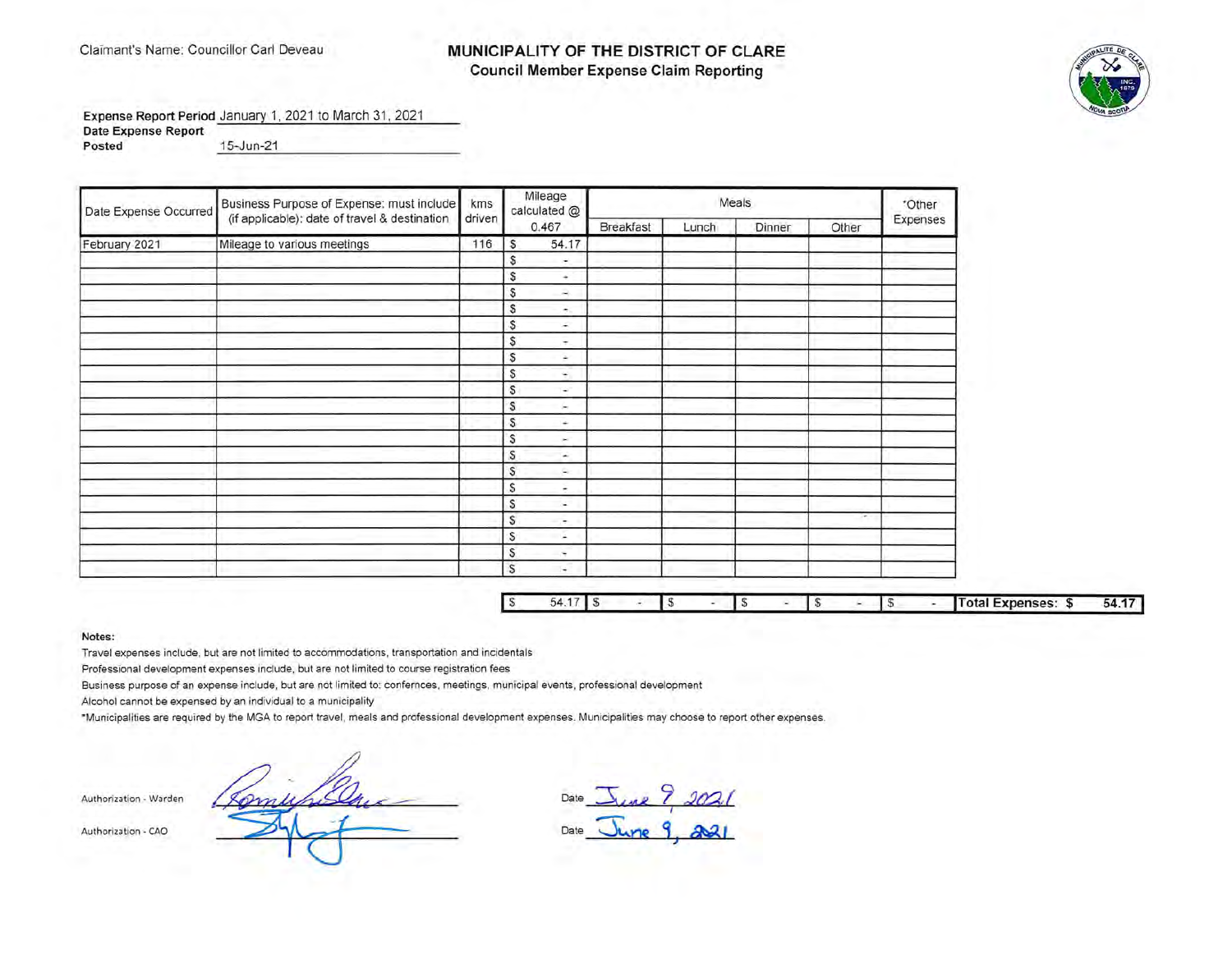Claimant's Name: Councillor Carl Deveau

# MUNICIPALITY OF THE DISTRICT OF CLARE

## Council Member Expense Claim Reporting

**Expense Report Period** January 1, 2021 to March 31, 2021

**Date Expense Report Posted** 15-Jun-21

| Date Expense Occurred | Business Purpose of Expense: must include (if applicable): date of travel & destination | kms driven | Mileage calculated @ 0.467 | Meals | | | | *Other Expenses |
|---|---|---|---|---|---|---|---|---|
| | | | | Breakfast | Lunch | Dinner | Other | |
| February 2021 | Mileage to various meetings | 116 | $ 54.17 | | | | | |
| | | | $ - | | | | | |
| | | | $ - | | | | | |
| | | | $ - | | | | | |
| | | | $ - | | | | | |
| | | | $ - | | | | | |
| | | | $ - | | | | | |
| | | | $ - | | | | | |
| | | | $ - | | | | | |
| | | | $ - | | | | | |
| | | | $ - | | | | | |
| | | | $ - | | | | | |
| | | | $ - | | | | | |
| | | | $ - | | | | | |
| | | | $ - | | | | | |
| | | | $ - | | | | | |
| | | | $ - | | | | | |
| | | | $ - | | | | | |
| | | | $ - | | | | | |
| | | | $ - | | | | | |
| | | | $ - | | | | | |
| | | | $ 54.17 | $ - | $ - | $ - | $ - | $ - |

**Total Expenses: $ 54.17**

**Notes:**

Travel expenses include, but are not limited to accommodations, transportation and incidentals

Professional development expenses include, but are not limited to course registration fees

Business purpose of an expense include, but are not limited to: confernces, meetings, municipal events, professional development

Alcohol cannot be expensed by an individual to a municipality

*Municipalities are required by the MGA to report travel, meals and professional development expenses. Municipalities may choose to report other expenses.

Authorization - Warden _______________ Date June 9, 2021

Authorization - CAO _______________ Date June 9, 2021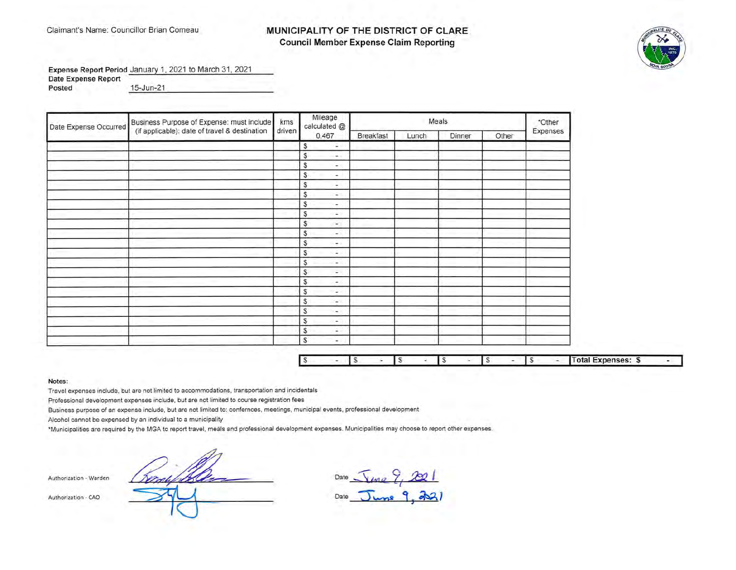Claimant's Name: Councillor Brian Comeau

# MUNICIPALITY OF THE DISTRICT OF CLARE

## Council Member Expense Claim Reporting

**Expense Report Period** January 1, 2021 to March 31, 2021

**Date Expense Report Posted** 15-Jun-21

| Date Expense Occurred | Business Purpose of Expense: must include (if applicable): date of travel & destination | kms driven | Mileage calculated @ 0.467 | Meals | | | | *Other Expenses |
|---|---|---|---|---|---|---|---|---|
| | | | | Breakfast | Lunch | Dinner | Other | |
| | | | $ - | | | | | |
| | | | $ - | | | | | |
| | | | $ - | | | | | |
| | | | $ - | | | | | |
| | | | $ - | | | | | |
| | | | $ - | | | | | |
| | | | $ - | | | | | |
| | | | $ - | | | | | |
| | | | $ - | | | | | |
| | | | $ - | | | | | |
| | | | $ - | | | | | |
| | | | $ - | | | | | |
| | | | $ - | | | | | |
| | | | $ - | | | | | |
| | | | $ - | | | | | |
| | | | $ - | | | | | |
| | | | $ - | | | | | |
| | | | $ - | | | | | |
| | | | $ - | | | | | |
| | | | $ - | | | | | |
| | | | $ - | | | | | |
| | | | $ - | $ - | $ - | $ - | $ - | $ - |

**Total Expenses: $ -**

**Notes:**

Travel expenses include, but are not limited to accommodations, transportation and incidentals

Professional development expenses include, but are not limited to course registration fees

Business purpose of an expense include, but are not limited to: confernces, meetings, municipal events, professional development

Alcohol cannot be expensed by an individual to a municipality

*Municipalities are required by the MGA to report travel, meals and professional development expenses. Municipalities may choose to report other expenses.

Authorization - Warden _______________ Date June 9, 2021

Authorization - CAO _______________ Date June 9, 2021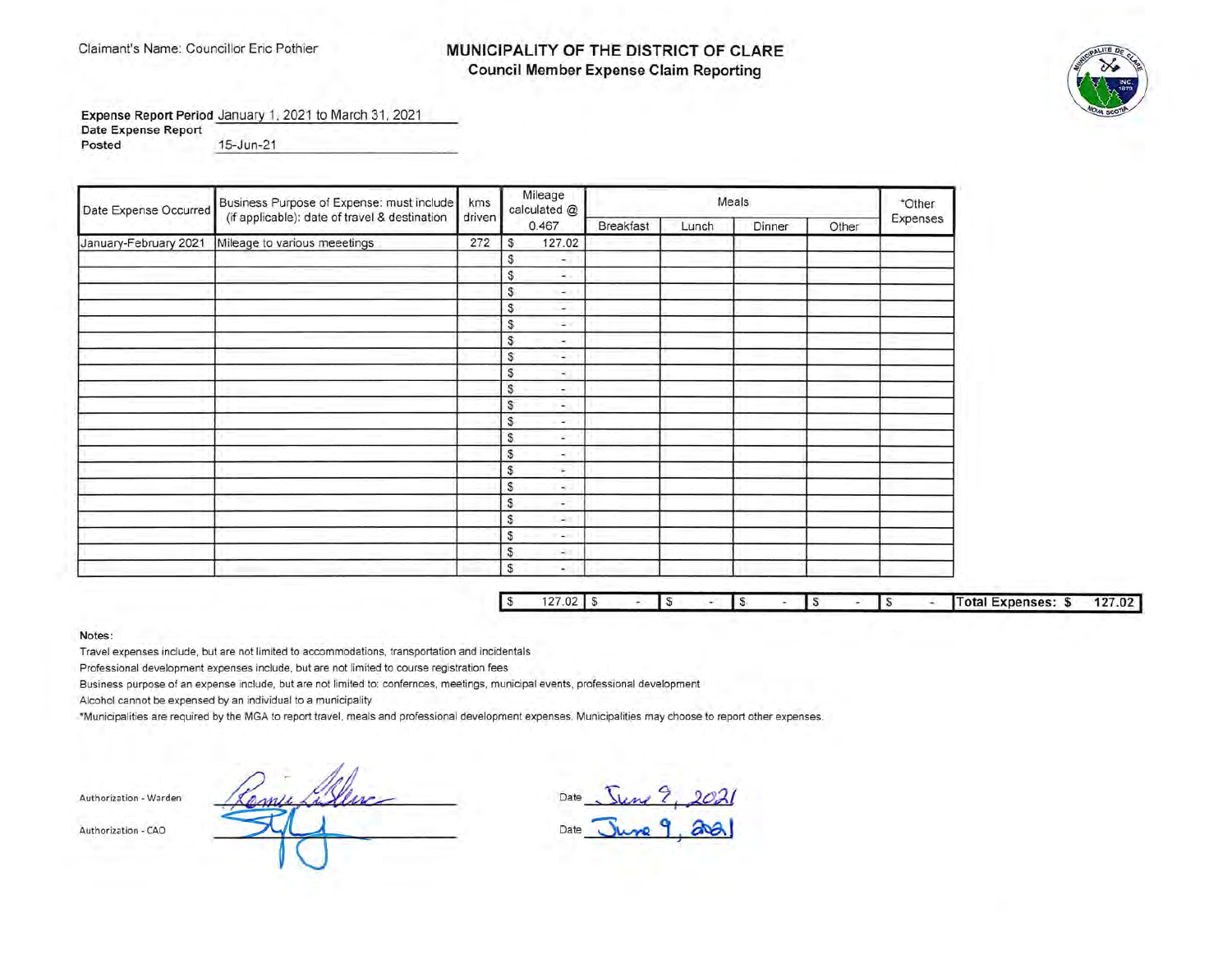Claimant's Name: Councillor Eric Pothier

# MUNICIPALITY OF THE DISTRICT OF CLARE

## Council Member Expense Claim Reporting

**Expense Report Period** January 1, 2021 to March 31, 2021

**Date Expense Report Posted** 15-Jun-21

| Date Expense Occurred | Business Purpose of Expense: must include (if applicable): date of travel & destination | kms driven | Mileage calculated @ 0.467 | Meals | | | | *Other Expenses |
|---|---|---|---|---|---|---|---|---|
| | | | | Breakfast | Lunch | Dinner | Other | |
| January-February 2021 | Mileage to various meeetings | 272 | $ 127.02 | | | | | |
| | | | $ - | | | | | |
| | | | $ - | | | | | |
| | | | $ - | | | | | |
| | | | $ - | | | | | |
| | | | $ - | | | | | |
| | | | $ - | | | | | |
| | | | $ - | | | | | |
| | | | $ - | | | | | |
| | | | $ - | | | | | |
| | | | $ - | | | | | |
| | | | $ - | | | | | |
| | | | $ - | | | | | |
| | | | $ - | | | | | |
| | | | $ - | | | | | |
| | | | $ - | | | | | |
| | | | $ - | | | | | |
| | | | $ - | | | | | |
| | | | $ - | | | | | |
| | | | $ - | | | | | |
| | | | $ - | | | | | |
| | | | $ 127.02 | $ - | $ - | $ - | $ - | $ - |

**Total Expenses: $ 127.02**

**Notes:**

Travel expenses include, but are not limited to accommodations, transportation and incidentals

Professional development expenses include, but are not limited to course registration fees

Business purpose of an expense include, but are not limited to: confernces, meetings, municipal events, professional development

Alcohol cannot be expensed by an individual to a municipality

*Municipalities are required by the MGA to report travel, meals and professional development expenses. Municipalities may choose to report other expenses.

Authorization - Warden ____________ Date June 9, 2021

Authorization - CAO ____________ Date June 9, 2021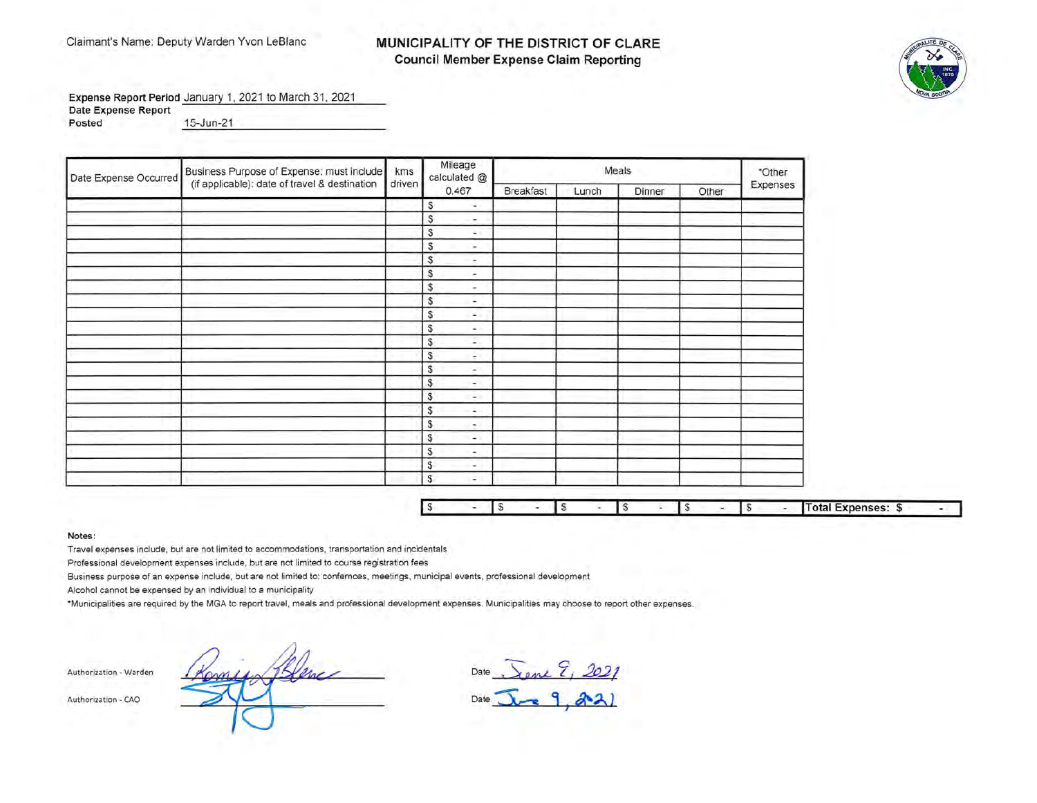Claimant's Name: Deputy Warden Yvon LeBlanc

# MUNICIPALITY OF THE DISTRICT OF CLARE

## Council Member Expense Claim Reporting

**Expense Report Period** January 1, 2021 to March 31, 2021

**Date Expense Report Posted** 15-Jun-21

| Date Expense Occurred | Business Purpose of Expense: must include (if applicable): date of travel & destination | kms driven | Mileage calculated @ 0.467 | Meals | | | | *Other Expenses |
|---|---|---|---|---|---|---|---|---|
| | | | | Breakfast | Lunch | Dinner | Other | |
| | | | $ - | | | | | |
| | | | $ - | | | | | |
| | | | $ - | | | | | |
| | | | $ - | | | | | |
| | | | $ - | | | | | |
| | | | $ - | | | | | |
| | | | $ - | | | | | |
| | | | $ - | | | | | |
| | | | $ - | | | | | |
| | | | $ - | | | | | |
| | | | $ - | | | | | |
| | | | $ - | | | | | |
| | | | $ - | | | | | |
| | | | $ - | | | | | |
| | | | $ - | | | | | |
| | | | $ - | | | | | |
| | | | $ - | | | | | |
| | | | $ - | | | | | |
| | | | $ - | | | | | |
| | | | $ - | | | | | |
| | | | $ - | | | | | |
| | | | $ - | $ - | $ - | $ - | $ - | $ - |

**Total Expenses: $ -**

**Notes:**

Travel expenses include, but are not limited to accommodations, transportation and incidentals

Professional development expenses include, but are not limited to course registration fees

Business purpose of an expense include, but are not limited to: confernces, meetings, municipal events, professional development

Alcohol cannot be expensed by an individual to a municipality

*Municipalities are required by the MGA to report travel, meals and professional development expenses. Municipalities may choose to report other expenses.

Authorization - Warden _Ronnie LeBlanc_ Date June 9, 2021

Authorization - CAO _(signature)_ Date June 9, 2021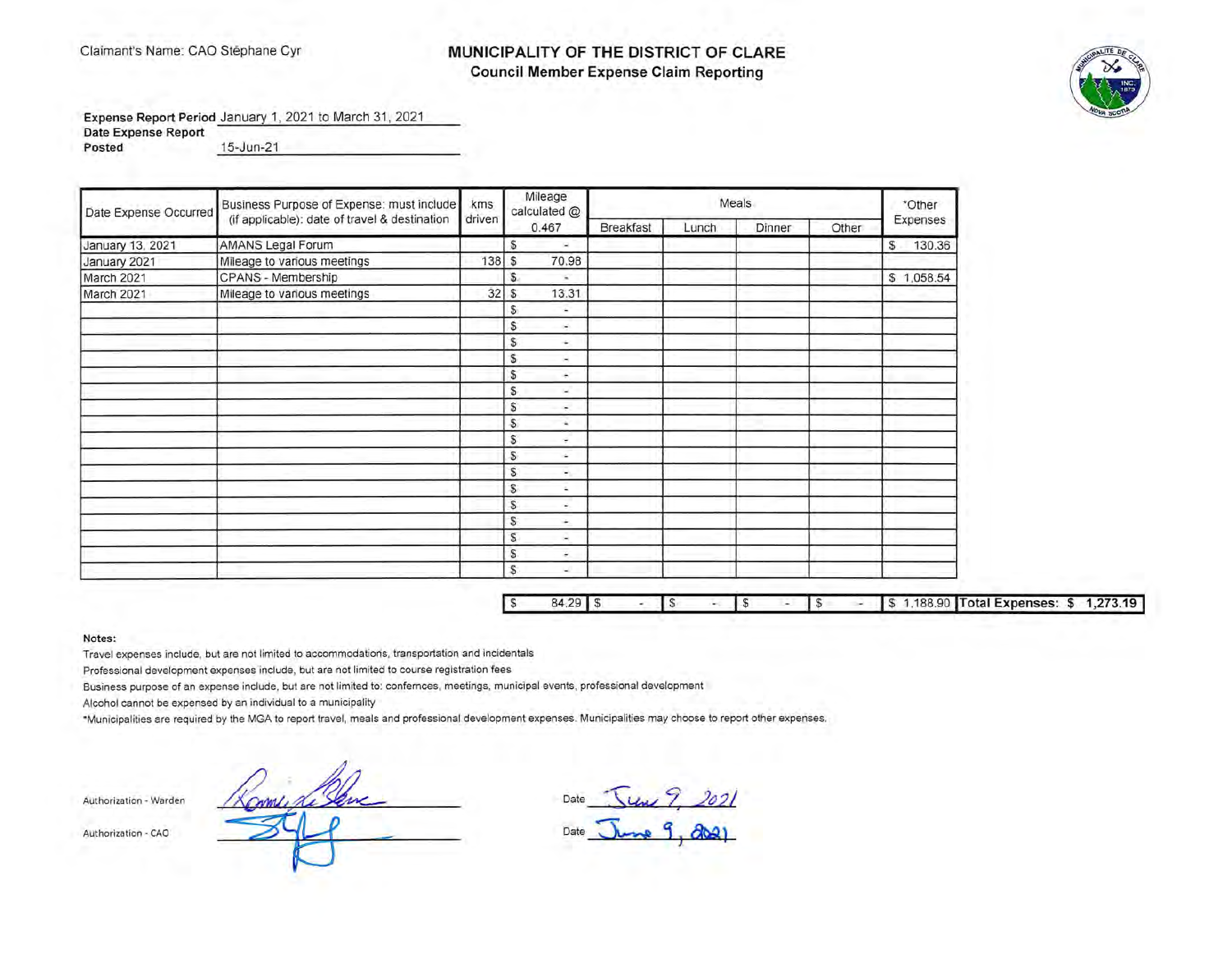Claimant's Name: CAO Stéphane Cyr

# MUNICIPALITY OF THE DISTRICT OF CLARE

## Council Member Expense Claim Reporting

**Expense Report Period** January 1, 2021 to March 31, 2021

**Date Expense Report Posted** 15-Jun-21

| Date Expense Occurred | Business Purpose of Expense: must include (if applicable): date of travel & destination | kms driven | Mileage calculated @ 0.467 | Meals | | | | *Other Expenses |
|---|---|---|---|---|---|---|---|---|
| | | | | Breakfast | Lunch | Dinner | Other | |
| January 13, 2021 | AMANS Legal Forum | | $ - | | | | | $ 130.36 |
| January 2021 | Mileage to various meetings | 138 | $ 70.98 | | | | | |
| March 2021 | CPANS - Membership | | $ - | | | | | $ 1,058.54 |
| March 2021 | Mileage to various meetings | 32 | $ 13.31 | | | | | |
| | | | $ - | | | | | |
| | | | $ - | | | | | |
| | | | $ - | | | | | |
| | | | $ - | | | | | |
| | | | $ - | | | | | |
| | | | $ - | | | | | |
| | | | $ - | | | | | |
| | | | $ - | | | | | |
| | | | $ - | | | | | |
| | | | $ - | | | | | |
| | | | $ - | | | | | |
| | | | $ - | | | | | |
| | | | $ - | | | | | |
| | | | $ - | | | | | |
| | | | $ - | | | | | |
| | | | $ - | | | | | |
| | | | $ - | | | | | |
| | | | $ 84.29 | $ - | $ - | $ - | $ - | $ 1,188.90 |

**Total Expenses: $ 1,273.19**

**Notes:**

Travel expenses include, but are not limited to accommodations, transportation and incidentals

Professional development expenses include, but are not limited to course registration fees

Business purpose of an expense include, but are not limited to: confernces, meetings, municipal events, professional development

Alcohol cannot be expensed by an individual to a municipality

*Municipalities are required by the MGA to report travel, meals and professional development expenses. Municipalities may choose to report other expenses.

Authorization - Warden _______________ Date June 9, 2021

Authorization - CAO _______________ Date June 9, 2021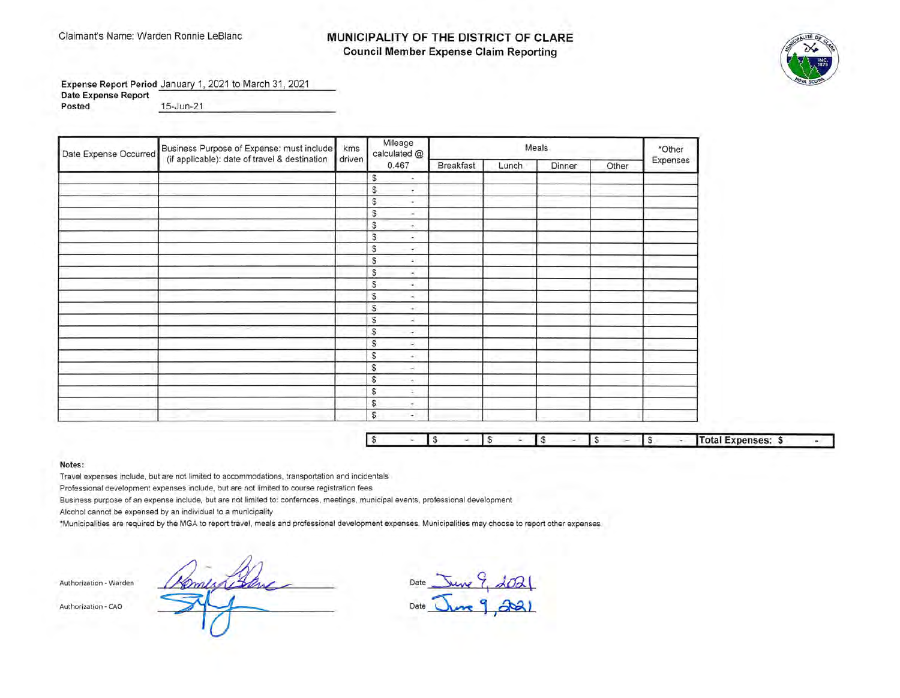Claimant's Name: Warden Ronnie LeBlanc

# MUNICIPALITY OF THE DISTRICT OF CLARE

## Council Member Expense Claim Reporting

**Expense Report Period** January 1, 2021 to March 31, 2021

**Date Expense Report Posted** 15-Jun-21

| Date Expense Occurred | Business Purpose of Expense: must include (if applicable): date of travel & destination | kms driven | Mileage calculated @ 0.467 | Meals | | | | *Other Expenses |
|---|---|---|---|---|---|---|---|---|
| | | | | Breakfast | Lunch | Dinner | Other | |
| | | | $ - | | | | | |
| | | | $ - | | | | | |
| | | | $ - | | | | | |
| | | | $ - | | | | | |
| | | | $ - | | | | | |
| | | | $ - | | | | | |
| | | | $ - | | | | | |
| | | | $ - | | | | | |
| | | | $ - | | | | | |
| | | | $ - | | | | | |
| | | | $ - | | | | | |
| | | | $ - | | | | | |
| | | | $ - | | | | | |
| | | | $ - | | | | | |
| | | | $ - | | | | | |
| | | | $ - | | | | | |
| | | | $ - | | | | | |
| | | | $ - | | | | | |
| | | | $ - | | | | | |
| | | | $ - | | | | | |
| | | | $ - | | | | | |
| | | | $ - | $ - | $ - | $ - | $ - | $ - |

**Total Expenses: $ -**

**Notes:**

Travel expenses include, but are not limited to accommodations, transportation and incidentals

Professional development expenses include, but are not limited to course registration fees

Business purpose of an expense include, but are not limited to: confernces, meetings, municipal events, professional development

Alcohol cannot be expensed by an individual to a municipality

*Municipalities are required by the MGA to report travel, meals and professional development expenses. Municipalities may choose to report other expenses.

Authorization - Warden _______________ Date June 9, 2021

Authorization - CAO _______________ Date June 9, 2021